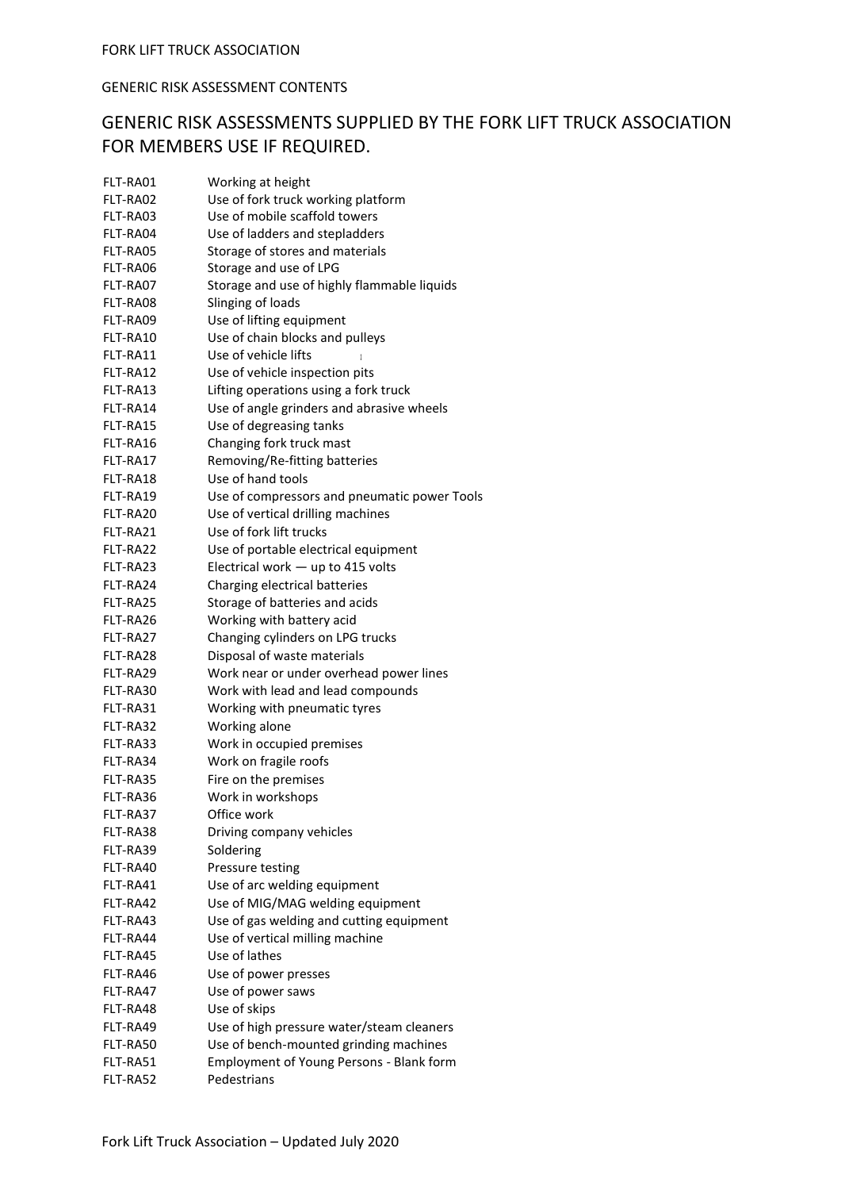FORK LIFT TRUCK ASSOCIATION

GENERIC RISK ASSESSMENT CONTENTS

## GENERIC RISK ASSESSMENTS SUPPLIED BY THE FORK LIFT TRUCK ASSOCIATION FOR MEMBERS USE IF REQUIRED.

| | |
|---|---|
| FLT-RA01 | Working at height |
| FLT-RA02 | Use of fork truck working platform |
| FLT-RA03 | Use of mobile scaffold towers |
| FLT-RA04 | Use of ladders and stepladders |
| FLT-RA05 | Storage of stores and materials |
| FLT-RA06 | Storage and use of LPG |
| FLT-RA07 | Storage and use of highly flammable liquids |
| FLT-RA08 | Slinging of loads |
| FLT-RA09 | Use of lifting equipment |
| FLT-RA10 | Use of chain blocks and pulleys |
| FLT-RA11 | Use of vehicle lifts |
| FLT-RA12 | Use of vehicle inspection pits |
| FLT-RA13 | Lifting operations using a fork truck |
| FLT-RA14 | Use of angle grinders and abrasive wheels |
| FLT-RA15 | Use of degreasing tanks |
| FLT-RA16 | Changing fork truck mast |
| FLT-RA17 | Removing/Re-fitting batteries |
| FLT-RA18 | Use of hand tools |
| FLT-RA19 | Use of compressors and pneumatic power Tools |
| FLT-RA20 | Use of vertical drilling machines |
| FLT-RA21 | Use of fork lift trucks |
| FLT-RA22 | Use of portable electrical equipment |
| FLT-RA23 | Electrical work — up to 415 volts |
| FLT-RA24 | Charging electrical batteries |
| FLT-RA25 | Storage of batteries and acids |
| FLT-RA26 | Working with battery acid |
| FLT-RA27 | Changing cylinders on LPG trucks |
| FLT-RA28 | Disposal of waste materials |
| FLT-RA29 | Work near or under overhead power lines |
| FLT-RA30 | Work with lead and lead compounds |
| FLT-RA31 | Working with pneumatic tyres |
| FLT-RA32 | Working alone |
| FLT-RA33 | Work in occupied premises |
| FLT-RA34 | Work on fragile roofs |
| FLT-RA35 | Fire on the premises |
| FLT-RA36 | Work in workshops |
| FLT-RA37 | Office work |
| FLT-RA38 | Driving company vehicles |
| FLT-RA39 | Soldering |
| FLT-RA40 | Pressure testing |
| FLT-RA41 | Use of arc welding equipment |
| FLT-RA42 | Use of MIG/MAG welding equipment |
| FLT-RA43 | Use of gas welding and cutting equipment |
| FLT-RA44 | Use of vertical milling machine |
| FLT-RA45 | Use of lathes |
| FLT-RA46 | Use of power presses |
| FLT-RA47 | Use of power saws |
| FLT-RA48 | Use of skips |
| FLT-RA49 | Use of high pressure water/steam cleaners |
| FLT-RA50 | Use of bench-mounted grinding machines |
| FLT-RA51 | Employment of Young Persons - Blank form |
| FLT-RA52 | Pedestrians |

Fork Lift Truck Association – Updated July 2020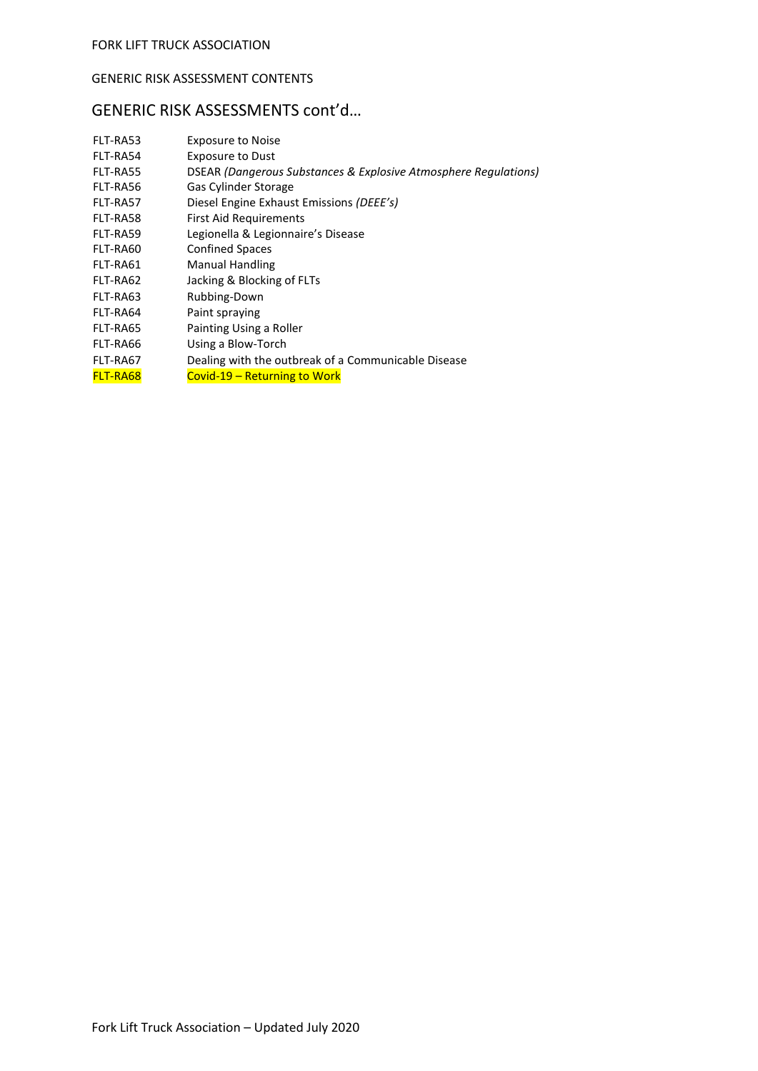FORK LIFT TRUCK ASSOCIATION

GENERIC RISK ASSESSMENT CONTENTS

## GENERIC RISK ASSESSMENTS cont'd…

| | |
|---|---|
| FLT-RA53 | Exposure to Noise |
| FLT-RA54 | Exposure to Dust |
| FLT-RA55 | DSEAR *(Dangerous Substances & Explosive Atmosphere Regulations)* |
| FLT-RA56 | Gas Cylinder Storage |
| FLT-RA57 | Diesel Engine Exhaust Emissions *(DEEE's)* |
| FLT-RA58 | First Aid Requirements |
| FLT-RA59 | Legionella & Legionnaire's Disease |
| FLT-RA60 | Confined Spaces |
| FLT-RA61 | Manual Handling |
| FLT-RA62 | Jacking & Blocking of FLTs |
| FLT-RA63 | Rubbing-Down |
| FLT-RA64 | Paint spraying |
| FLT-RA65 | Painting Using a Roller |
| FLT-RA66 | Using a Blow-Torch |
| FLT-RA67 | Dealing with the outbreak of a Communicable Disease |
| FLT-RA68 | Covid-19 – Returning to Work |

Fork Lift Truck Association – Updated July 2020